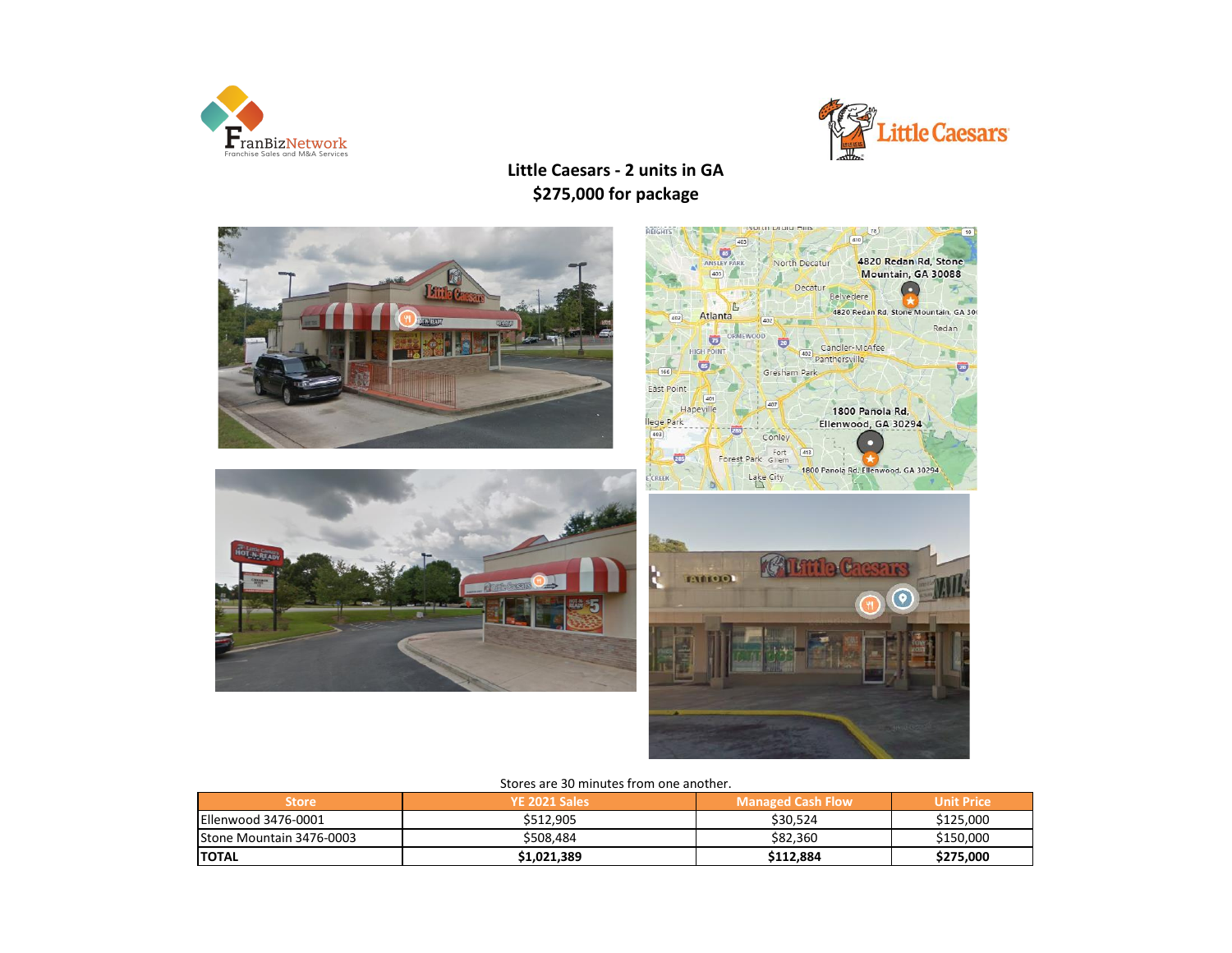**Little Caesars - 2 units in GA**

**$275,000 for package**

Stores are 30 minutes from one another.

| Store | YE 2021 Sales | Managed Cash Flow | Unit Price |
|---|---|---|---|
| Ellenwood 3476-0001 | $512,905 | $30,524 | $125,000 |
| Stone Mountain 3476-0003 | $508,484 | $82,360 | $150,000 |
| **TOTAL** | **$1,021,389** | **$112,884** | **$275,000** |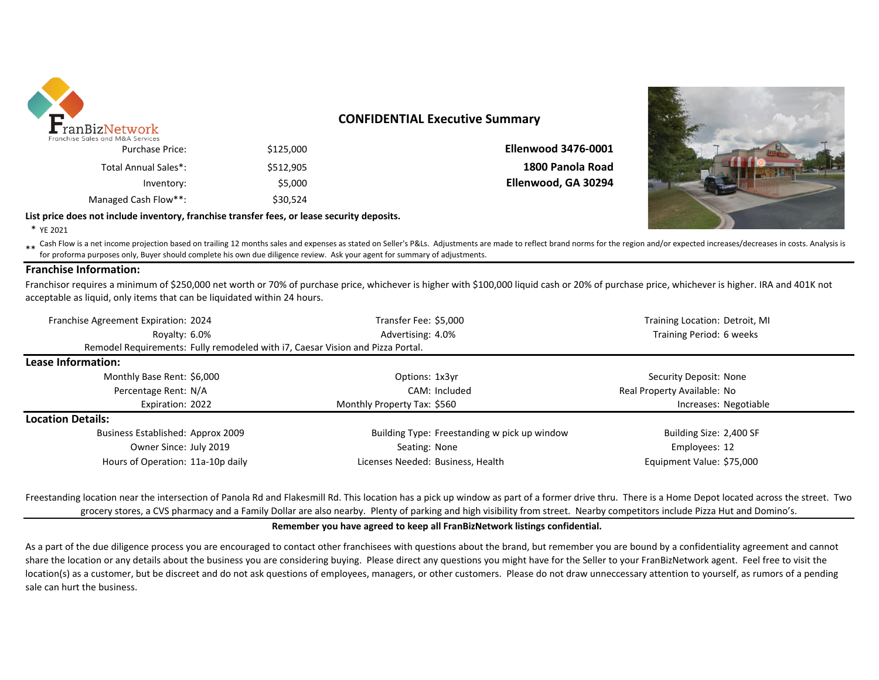## CONFIDENTIAL Executive Summary

| | |
|---|---|
| Purchase Price: | $125,000 |
| Total Annual Sales*: | $512,905 |
| Inventory: | $5,000 |
| Managed Cash Flow**: | $30,524 |

**Ellenwood 3476-0001**
**1800 Panola Road**
**Ellenwood, GA 30294**

**List price does not include inventory, franchise transfer fees, or lease security deposits.**

\* YE 2021

\*\* Cash Flow is a net income projection based on trailing 12 months sales and expenses as stated on Seller's P&Ls. Adjustments are made to reflect brand norms for the region and/or expected increases/decreases in costs. Analysis is for proforma purposes only, Buyer should complete his own due diligence review. Ask your agent for summary of adjustments.

### Franchise Information:

Franchisor requires a minimum of $250,000 net worth or 70% of purchase price, whichever is higher with $100,000 liquid cash or 20% of purchase price, whichever is higher. IRA and 401K not acceptable as liquid, only items that can be liquidated within 24 hours.

| | | |
|---|---|---|
| Franchise Agreement Expiration: 2024 | Transfer Fee: $5,000 | Training Location: Detroit, MI |
| Royalty: 6.0% | Advertising: 4.0% | Training Period: 6 weeks |

Remodel Requirements: Fully remodeled with i7, Caesar Vision and Pizza Portal.

### Lease Information:

| | | |
|---|---|---|
| Monthly Base Rent: $6,000 | Options: 1x3yr | Security Deposit: None |
| Percentage Rent: N/A | CAM: Included | Real Property Available: No |
| Expiration: 2022 | Monthly Property Tax: $560 | Increases: Negotiable |

### Location Details:

| | | |
|---|---|---|
| Business Established: Approx 2009 | Building Type: Freestanding w pick up window | Building Size: 2,400 SF |
| Owner Since: July 2019 | Seating: None | Employees: 12 |
| Hours of Operation: 11a-10p daily | Licenses Needed: Business, Health | Equipment Value: $75,000 |

Freestanding location near the intersection of Panola Rd and Flakesmill Rd. This location has a pick up window as part of a former drive thru. There is a Home Depot located across the street. Two grocery stores, a CVS pharmacy and a Family Dollar are also nearby. Plenty of parking and high visibility from street. Nearby competitors include Pizza Hut and Domino's.

**Remember you have agreed to keep all FranBizNetwork listings confidential.**

As a part of the due diligence process you are encouraged to contact other franchisees with questions about the brand, but remember you are bound by a confidentiality agreement and cannot share the location or any details about the business you are considering buying. Please direct any questions you might have for the Seller to your FranBizNetwork agent. Feel free to visit the location(s) as a customer, but be discreet and do not ask questions of employees, managers, or other customers. Please do not draw unneccessary attention to yourself, as rumors of a pending sale can hurt the business.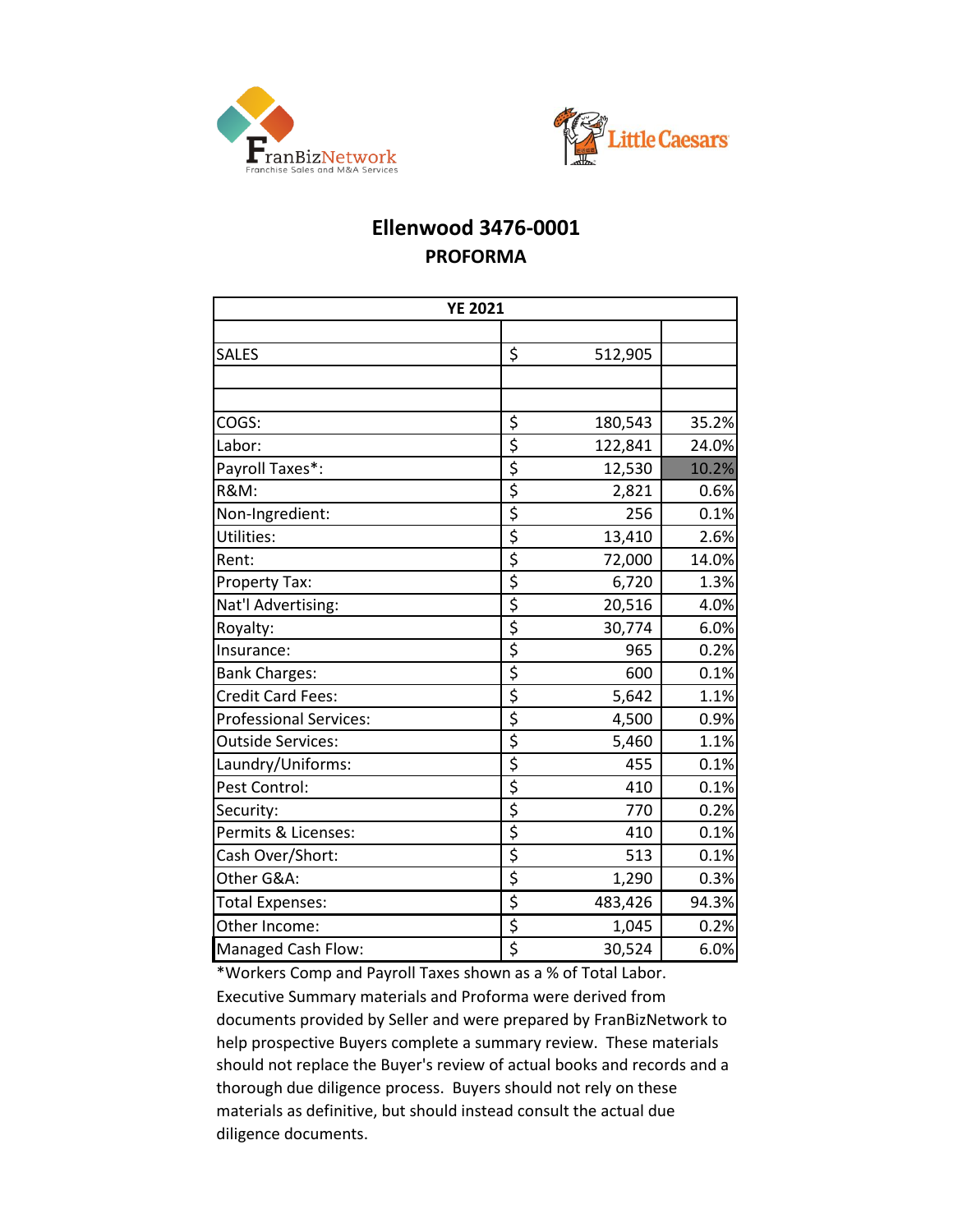# Ellenwood 3476-0001

## PROFORMA

| YE 2021 | | |
|---|---|---|
| | | |
| SALES | $ 512,905 | |
| | | |
| | | |
| COGS: | $ 180,543 | 35.2% |
| Labor: | $ 122,841 | 24.0% |
| Payroll Taxes*: | $ 12,530 | 10.2% |
| R&M: | $ 2,821 | 0.6% |
| Non-Ingredient: | $ 256 | 0.1% |
| Utilities: | $ 13,410 | 2.6% |
| Rent: | $ 72,000 | 14.0% |
| Property Tax: | $ 6,720 | 1.3% |
| Nat'l Advertising: | $ 20,516 | 4.0% |
| Royalty: | $ 30,774 | 6.0% |
| Insurance: | $ 965 | 0.2% |
| Bank Charges: | $ 600 | 0.1% |
| Credit Card Fees: | $ 5,642 | 1.1% |
| Professional Services: | $ 4,500 | 0.9% |
| Outside Services: | $ 5,460 | 1.1% |
| Laundry/Uniforms: | $ 455 | 0.1% |
| Pest Control: | $ 410 | 0.1% |
| Security: | $ 770 | 0.2% |
| Permits & Licenses: | $ 410 | 0.1% |
| Cash Over/Short: | $ 513 | 0.1% |
| Other G&A: | $ 1,290 | 0.3% |
| Total Expenses: | $ 483,426 | 94.3% |
| Other Income: | $ 1,045 | 0.2% |
| Managed Cash Flow: | $ 30,524 | 6.0% |

*Workers Comp and Payroll Taxes shown as a % of Total Labor.

Executive Summary materials and Proforma were derived from documents provided by Seller and were prepared by FranBizNetwork to help prospective Buyers complete a summary review. These materials should not replace the Buyer's review of actual books and records and a thorough due diligence process. Buyers should not rely on these materials as definitive, but should instead consult the actual due diligence documents.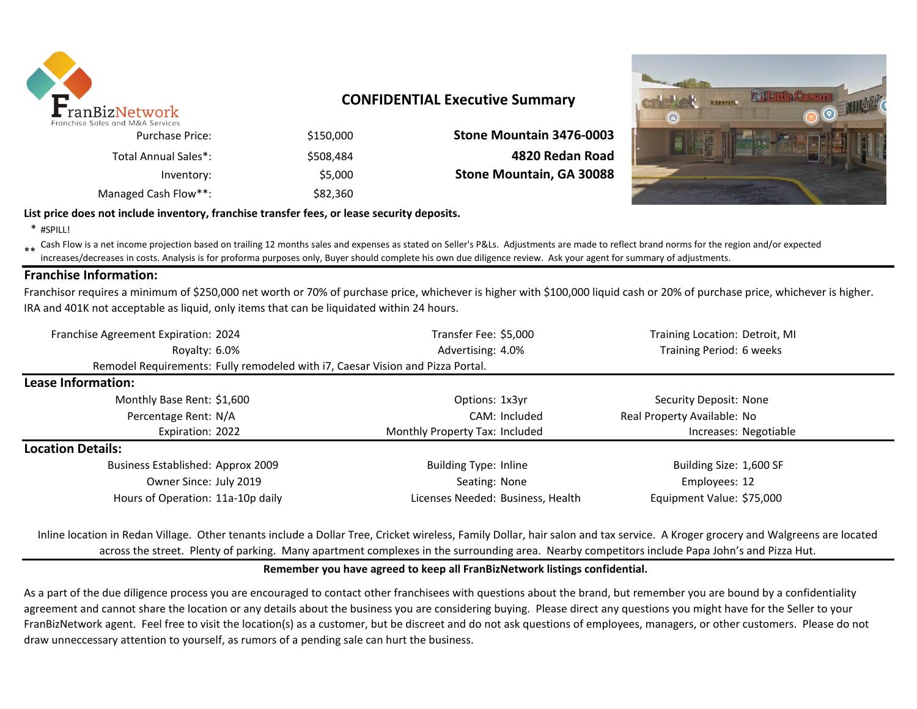# CONFIDENTIAL Executive Summary

| | |
|---|---|
| Purchase Price: | $150,000 |
| Total Annual Sales*: | $508,484 |
| Inventory: | $5,000 |
| Managed Cash Flow**: | $82,360 |

**Stone Mountain 3476-0003**
**4820 Redan Road**
**Stone Mountain, GA 30088**

**List price does not include inventory, franchise transfer fees, or lease security deposits.**

\* #SPILL!

** Cash Flow is a net income projection based on trailing 12 months sales and expenses as stated on Seller's P&Ls. Adjustments are made to reflect brand norms for the region and/or expected increases/decreases in costs. Analysis is for proforma purposes only, Buyer should complete his own due diligence review. Ask your agent for summary of adjustments.

## Franchise Information:

Franchisor requires a minimum of $250,000 net worth or 70% of purchase price, whichever is higher with $100,000 liquid cash or 20% of purchase price, whichever is higher. IRA and 401K not acceptable as liquid, only items that can be liquidated within 24 hours.

| | | | | | |
|---|---|---|---|---|---|
| Franchise Agreement Expiration: | 2024 | Transfer Fee: | $5,000 | Training Location: | Detroit, MI |
| Royalty: | 6.0% | Advertising: | 4.0% | Training Period: | 6 weeks |

Remodel Requirements: Fully remodeled with i7, Caesar Vision and Pizza Portal.

## Lease Information:

| | | | | | |
|---|---|---|---|---|---|
| Monthly Base Rent: | $1,600 | Options: | 1x3yr | Security Deposit: | None |
| Percentage Rent: | N/A | CAM: | Included | Real Property Available: | No |
| Expiration: | 2022 | Monthly Property Tax: | Included | Increases: | Negotiable |

## Location Details:

| | | | | | |
|---|---|---|---|---|---|
| Business Established: | Approx 2009 | Building Type: | Inline | Building Size: | 1,600 SF |
| Owner Since: | July 2019 | Seating: | None | Employees: | 12 |
| Hours of Operation: | 11a-10p daily | Licenses Needed: | Business, Health | Equipment Value: | $75,000 |

Inline location in Redan Village. Other tenants include a Dollar Tree, Cricket wireless, Family Dollar, hair salon and tax service. A Kroger grocery and Walgreens are located across the street. Plenty of parking. Many apartment complexes in the surrounding area. Nearby competitors include Papa John's and Pizza Hut.

**Remember you have agreed to keep all FranBizNetwork listings confidential.**

As a part of the due diligence process you are encouraged to contact other franchisees with questions about the brand, but remember you are bound by a confidentiality agreement and cannot share the location or any details about the business you are considering buying. Please direct any questions you might have for the Seller to your FranBizNetwork agent. Feel free to visit the location(s) as a customer, but be discreet and do not ask questions of employees, managers, or other customers. Please do not draw unneccessary attention to yourself, as rumors of a pending sale can hurt the business.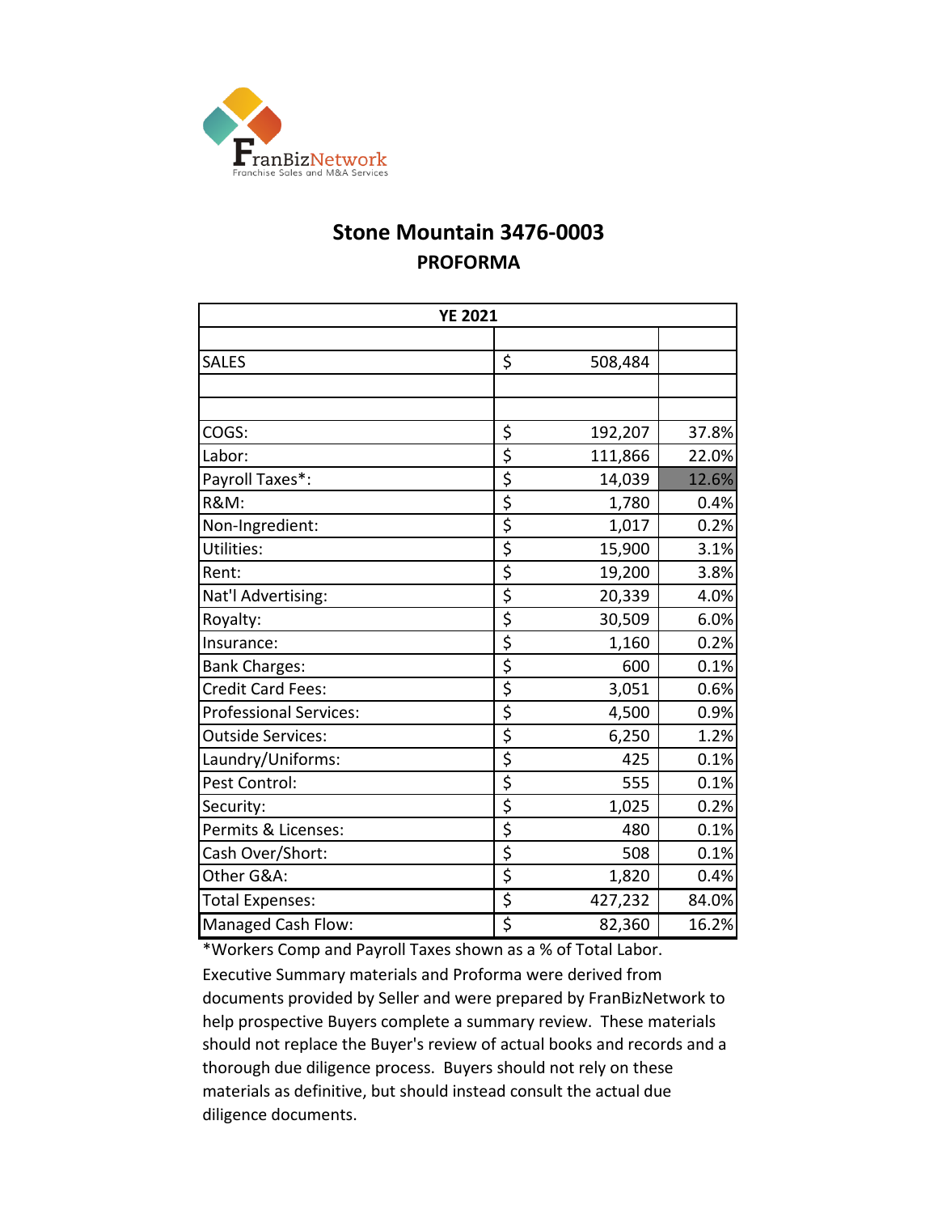FranBizNetwork
Franchise Sales and M&A Services

# Stone Mountain 3476-0003

## PROFORMA

| YE 2021 | | | |
|---|---|---|---|
| | | | |
| SALES | $ | 508,484 | |
| | | | |
| | | | |
| COGS: | $ | 192,207 | 37.8% |
| Labor: | $ | 111,866 | 22.0% |
| Payroll Taxes*: | $ | 14,039 | 12.6% |
| R&M: | $ | 1,780 | 0.4% |
| Non-Ingredient: | $ | 1,017 | 0.2% |
| Utilities: | $ | 15,900 | 3.1% |
| Rent: | $ | 19,200 | 3.8% |
| Nat'l Advertising: | $ | 20,339 | 4.0% |
| Royalty: | $ | 30,509 | 6.0% |
| Insurance: | $ | 1,160 | 0.2% |
| Bank Charges: | $ | 600 | 0.1% |
| Credit Card Fees: | $ | 3,051 | 0.6% |
| Professional Services: | $ | 4,500 | 0.9% |
| Outside Services: | $ | 6,250 | 1.2% |
| Laundry/Uniforms: | $ | 425 | 0.1% |
| Pest Control: | $ | 555 | 0.1% |
| Security: | $ | 1,025 | 0.2% |
| Permits & Licenses: | $ | 480 | 0.1% |
| Cash Over/Short: | $ | 508 | 0.1% |
| Other G&A: | $ | 1,820 | 0.4% |
| Total Expenses: | $ | 427,232 | 84.0% |
| Managed Cash Flow: | $ | 82,360 | 16.2% |

*Workers Comp and Payroll Taxes shown as a % of Total Labor.

Executive Summary materials and Proforma were derived from documents provided by Seller and were prepared by FranBizNetwork to help prospective Buyers complete a summary review. These materials should not replace the Buyer's review of actual books and records and a thorough due diligence process. Buyers should not rely on these materials as definitive, but should instead consult the actual due diligence documents.